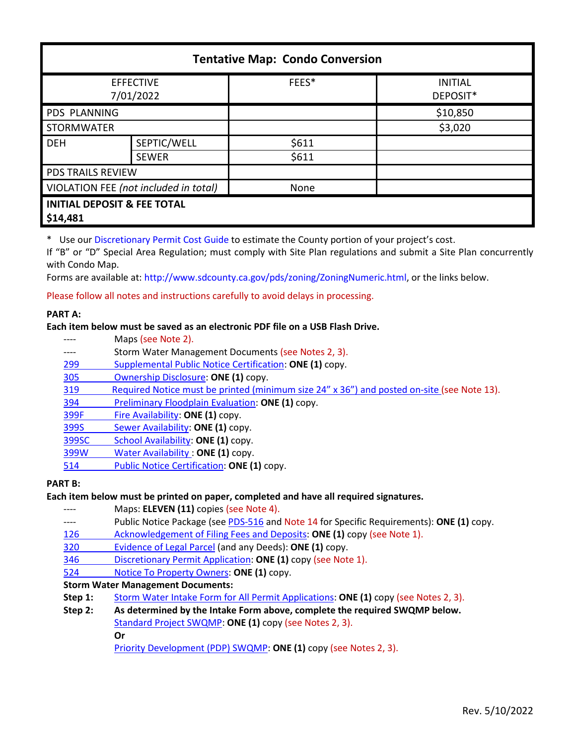| Tentative Map: Condo Conversion | | | |
|---|---|---|---|
| EFFECTIVE 7/01/2022 | | FEES* | INITIAL DEPOSIT* |
| PDS PLANNING | | | $10,850 |
| STORMWATER | | | $3,020 |
| DEH | SEPTIC/WELL | $611 | |
| | SEWER | $611 | |
| PDS TRAILS REVIEW | | | |
| VIOLATION FEE *(not included in total)* | | None | |
| **INITIAL DEPOSIT & FEE TOTAL $14,481** | | | |

\* Use our Discretionary Permit Cost Guide to estimate the County portion of your project's cost.
If "B" or "D" Special Area Regulation; must comply with Site Plan regulations and submit a Site Plan concurrently with Condo Map.
Forms are available at: http://www.sdcounty.ca.gov/pds/zoning/ZoningNumeric.html, or the links below.

Please follow all notes and instructions carefully to avoid delays in processing.

**PART A:**

**Each item below must be saved as an electronic PDF file on a USB Flash Drive.**

- ---- Maps (see Note 2).
- ---- Storm Water Management Documents (see Notes 2, 3).
- 299 Supplemental Public Notice Certification: **ONE (1)** copy.
- 305 Ownership Disclosure: **ONE (1)** copy.
- 319 Required Notice must be printed (minimum size 24" x 36") and posted on-site (see Note 13).
- 394 Preliminary Floodplain Evaluation: **ONE (1)** copy.
- 399F Fire Availability: **ONE (1)** copy.
- 399S Sewer Availability: **ONE (1)** copy.
- 399SC School Availability: **ONE (1)** copy.
- 399W Water Availability : **ONE (1)** copy.
- 514 Public Notice Certification: **ONE (1)** copy.

**PART B:**

**Each item below must be printed on paper, completed and have all required signatures.**

- ---- Maps: **ELEVEN (11)** copies (see Note 4).
- ---- Public Notice Package (see PDS-516 and Note 14 for Specific Requirements): **ONE (1)** copy.
- 126 Acknowledgement of Filing Fees and Deposits: **ONE (1)** copy (see Note 1).
- 320 Evidence of Legal Parcel (and any Deeds): **ONE (1)** copy.
- 346 Discretionary Permit Application: **ONE (1)** copy (see Note 1).
- 524 Notice To Property Owners: **ONE (1)** copy.

**Storm Water Management Documents:**

**Step 1:** Storm Water Intake Form for All Permit Applications: **ONE (1)** copy (see Notes 2, 3).

**Step 2:** **As determined by the Intake Form above, complete the required SWQMP below.**

Standard Project SWQMP: **ONE (1)** copy (see Notes 2, 3).

**Or**

Priority Development (PDP) SWQMP: **ONE (1)** copy (see Notes 2, 3).

Rev. 5/10/2022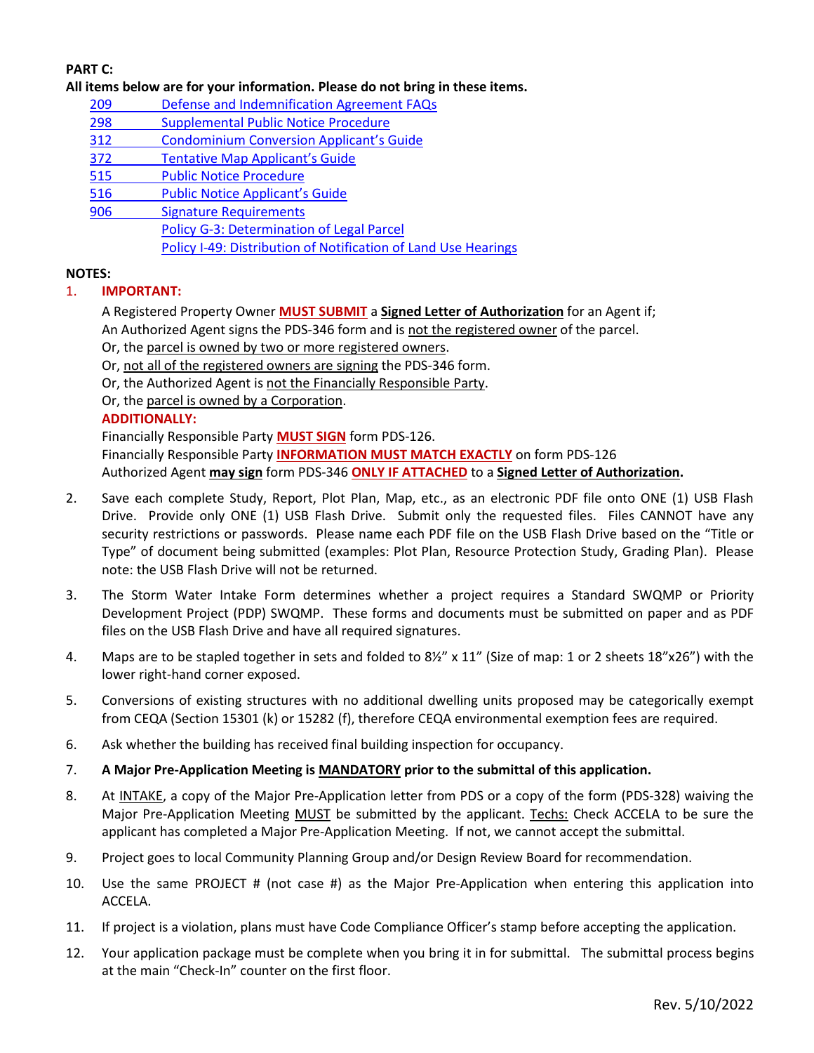**PART C:**

**All items below are for your information. Please do not bring in these items.**

- 209 Defense and Indemnification Agreement FAQs
- 298 Supplemental Public Notice Procedure
- 312 Condominium Conversion Applicant's Guide
- 372 Tentative Map Applicant's Guide
- 515 Public Notice Procedure
- 516 Public Notice Applicant's Guide
- 906 Signature Requirements
- Policy G-3: Determination of Legal Parcel
- Policy I-49: Distribution of Notification of Land Use Hearings

**NOTES:**

1. **IMPORTANT:**

   A Registered Property Owner **MUST SUBMIT** a **Signed Letter of Authorization** for an Agent if;
   An Authorized Agent signs the PDS-346 form and is not the registered owner of the parcel.
   Or, the parcel is owned by two or more registered owners.
   Or, not all of the registered owners are signing the PDS-346 form.
   Or, the Authorized Agent is not the Financially Responsible Party.
   Or, the parcel is owned by a Corporation.

   **ADDITIONALLY:**

   Financially Responsible Party **MUST SIGN** form PDS-126.
   Financially Responsible Party **INFORMATION MUST MATCH EXACTLY** on form PDS-126
   Authorized Agent **may sign** form PDS-346 **ONLY IF ATTACHED** to a **Signed Letter of Authorization.**

2. Save each complete Study, Report, Plot Plan, Map, etc., as an electronic PDF file onto ONE (1) USB Flash Drive. Provide only ONE (1) USB Flash Drive. Submit only the requested files. Files CANNOT have any security restrictions or passwords. Please name each PDF file on the USB Flash Drive based on the "Title or Type" of document being submitted (examples: Plot Plan, Resource Protection Study, Grading Plan). Please note: the USB Flash Drive will not be returned.

3. The Storm Water Intake Form determines whether a project requires a Standard SWQMP or Priority Development Project (PDP) SWQMP. These forms and documents must be submitted on paper and as PDF files on the USB Flash Drive and have all required signatures.

4. Maps are to be stapled together in sets and folded to 8½" x 11" (Size of map: 1 or 2 sheets 18"x26") with the lower right-hand corner exposed.

5. Conversions of existing structures with no additional dwelling units proposed may be categorically exempt from CEQA (Section 15301 (k) or 15282 (f), therefore CEQA environmental exemption fees are required.

6. Ask whether the building has received final building inspection for occupancy.

7. **A Major Pre-Application Meeting is MANDATORY prior to the submittal of this application.**

8. At INTAKE, a copy of the Major Pre-Application letter from PDS or a copy of the form (PDS-328) waiving the Major Pre-Application Meeting MUST be submitted by the applicant. Techs: Check ACCELA to be sure the applicant has completed a Major Pre-Application Meeting. If not, we cannot accept the submittal.

9. Project goes to local Community Planning Group and/or Design Review Board for recommendation.

10. Use the same PROJECT # (not case #) as the Major Pre-Application when entering this application into ACCELA.

11. If project is a violation, plans must have Code Compliance Officer's stamp before accepting the application.

12. Your application package must be complete when you bring it in for submittal. The submittal process begins at the main "Check-In" counter on the first floor.

Rev. 5/10/2022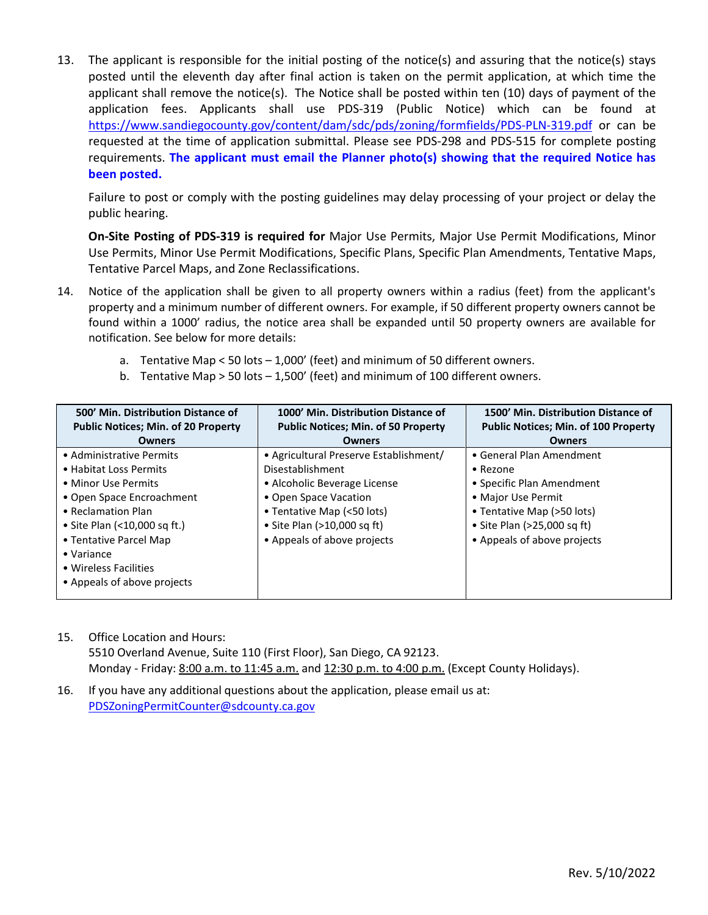13. The applicant is responsible for the initial posting of the notice(s) and assuring that the notice(s) stays posted until the eleventh day after final action is taken on the permit application, at which time the applicant shall remove the notice(s). The Notice shall be posted within ten (10) days of payment of the application fees. Applicants shall use PDS-319 (Public Notice) which can be found at https://www.sandiegocounty.gov/content/dam/sdc/pds/zoning/formfields/PDS-PLN-319.pdf or can be requested at the time of application submittal. Please see PDS-298 and PDS-515 for complete posting requirements. **The applicant must email the Planner photo(s) showing that the required Notice has been posted.**

    Failure to post or comply with the posting guidelines may delay processing of your project or delay the public hearing.

    **On-Site Posting of PDS-319 is required for** Major Use Permits, Major Use Permit Modifications, Minor Use Permits, Minor Use Permit Modifications, Specific Plans, Specific Plan Amendments, Tentative Maps, Tentative Parcel Maps, and Zone Reclassifications.

14. Notice of the application shall be given to all property owners within a radius (feet) from the applicant's property and a minimum number of different owners. For example, if 50 different property owners cannot be found within a 1000' radius, the notice area shall be expanded until 50 property owners are available for notification. See below for more details:

    a. Tentative Map < 50 lots – 1,000' (feet) and minimum of 50 different owners.
    b. Tentative Map > 50 lots – 1,500' (feet) and minimum of 100 different owners.

| 500' Min. Distribution Distance of Public Notices; Min. of 20 Property Owners | 1000' Min. Distribution Distance of Public Notices; Min. of 50 Property Owners | 1500' Min. Distribution Distance of Public Notices; Min. of 100 Property Owners |
|---|---|---|
| • Administrative Permits<br>• Habitat Loss Permits<br>• Minor Use Permits<br>• Open Space Encroachment<br>• Reclamation Plan<br>• Site Plan (<10,000 sq ft.)<br>• Tentative Parcel Map<br>• Variance<br>• Wireless Facilities<br>• Appeals of above projects | • Agricultural Preserve Establishment/ Disestablishment<br>• Alcoholic Beverage License<br>• Open Space Vacation<br>• Tentative Map (<50 lots)<br>• Site Plan (>10,000 sq ft)<br>• Appeals of above projects | • General Plan Amendment<br>• Rezone<br>• Specific Plan Amendment<br>• Major Use Permit<br>• Tentative Map (>50 lots)<br>• Site Plan (>25,000 sq ft)<br>• Appeals of above projects |

15. Office Location and Hours:
    5510 Overland Avenue, Suite 110 (First Floor), San Diego, CA 92123.
    Monday - Friday: 8:00 a.m. to 11:45 a.m. and 12:30 p.m. to 4:00 p.m. (Except County Holidays).

16. If you have any additional questions about the application, please email us at:
    PDSZoningPermitCounter@sdcounty.ca.gov

Rev. 5/10/2022